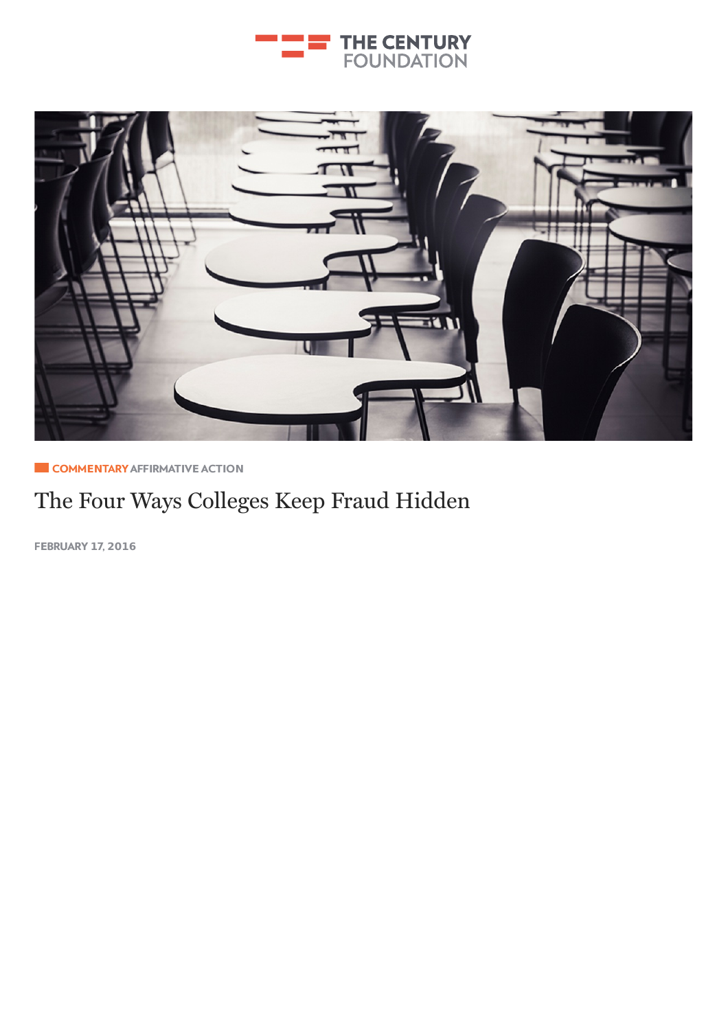THE CENTURY FOUNDATION

COMMENTARY AFFIRMATIVE ACTION

# The Four Ways Colleges Keep Fraud Hidden

FEBRUARY 17, 2016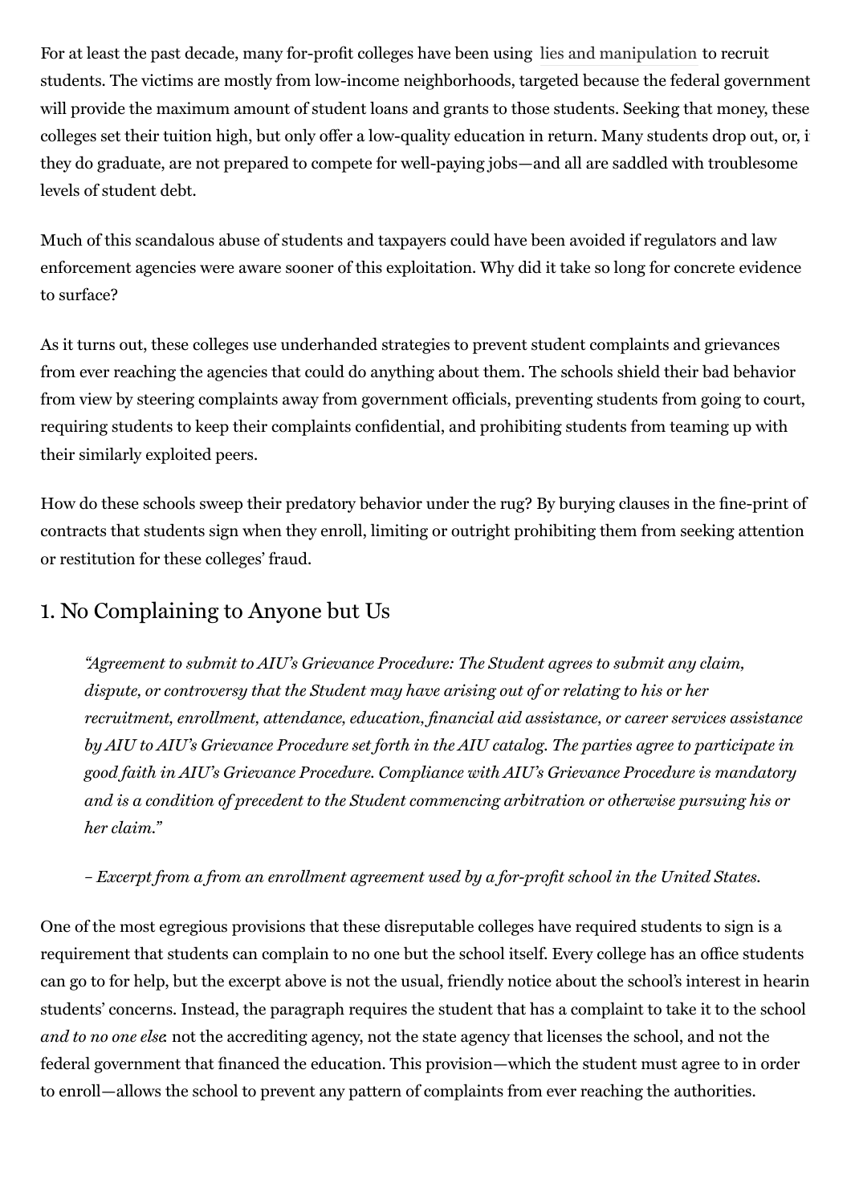For at least the past decade, many for-profit colleges have been using lies and manipulation to recruit students. The victims are mostly from low-income neighborhoods, targeted because the federal government will provide the maximum amount of student loans and grants to those students. Seeking that money, these colleges set their tuition high, but only offer a low-quality education in return. Many students drop out, or, if they do graduate, are not prepared to compete for well-paying jobs—and all are saddled with troublesome levels of student debt.

Much of this scandalous abuse of students and taxpayers could have been avoided if regulators and law enforcement agencies were aware sooner of this exploitation. Why did it take so long for concrete evidence to surface?

As it turns out, these colleges use underhanded strategies to prevent student complaints and grievances from ever reaching the agencies that could do anything about them. The schools shield their bad behavior from view by steering complaints away from government officials, preventing students from going to court, requiring students to keep their complaints confidential, and prohibiting students from teaming up with their similarly exploited peers.

How do these schools sweep their predatory behavior under the rug? By burying clauses in the fine-print of contracts that students sign when they enroll, limiting or outright prohibiting them from seeking attention or restitution for these colleges' fraud.

## 1. No Complaining to Anyone but Us

> *"Agreement to submit to AIU's Grievance Procedure: The Student agrees to submit any claim, dispute, or controversy that the Student may have arising out of or relating to his or her recruitment, enrollment, attendance, education, financial aid assistance, or career services assistance by AIU to AIU's Grievance Procedure set forth in the AIU catalog. The parties agree to participate in good faith in AIU's Grievance Procedure. Compliance with AIU's Grievance Procedure is mandatory and is a condition of precedent to the Student commencing arbitration or otherwise pursuing his or her claim."*
>
> *– Excerpt from a from an enrollment agreement used by a for-profit school in the United States.*

One of the most egregious provisions that these disreputable colleges have required students to sign is a requirement that students can complain to no one but the school itself. Every college has an office students can go to for help, but the excerpt above is not the usual, friendly notice about the school's interest in hearing students' concerns. Instead, the paragraph requires the student that has a complaint to take it to the school *and to no one else*: not the accrediting agency, not the state agency that licenses the school, and not the federal government that financed the education. This provision—which the student must agree to in order to enroll—allows the school to prevent any pattern of complaints from ever reaching the authorities.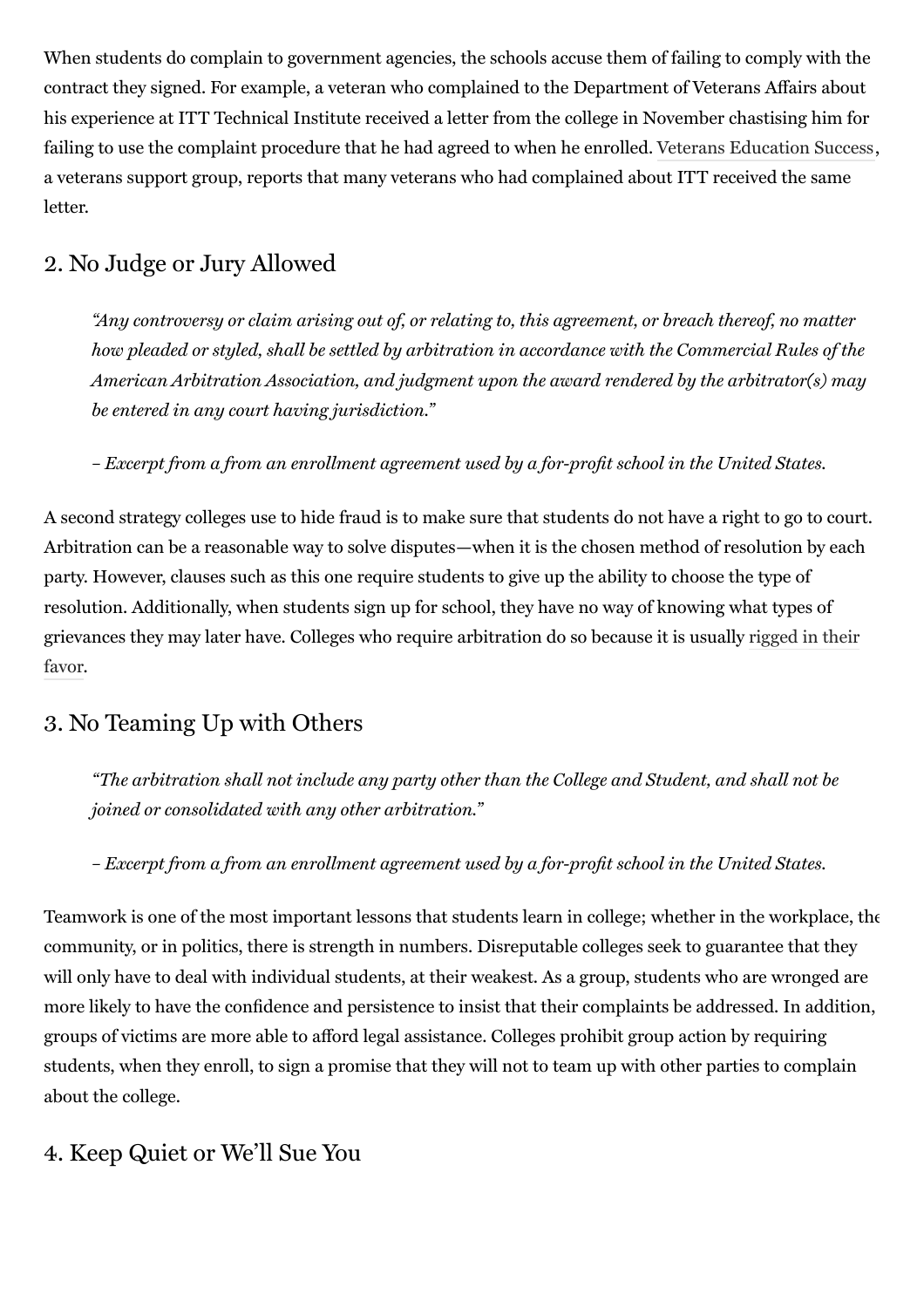When students do complain to government agencies, the schools accuse them of failing to comply with the contract they signed. For example, a veteran who complained to the Department of Veterans Affairs about his experience at ITT Technical Institute received a letter from the college in November chastising him for failing to use the complaint procedure that he had agreed to when he enrolled. Veterans Education Success, a veterans support group, reports that many veterans who had complained about ITT received the same letter.

## 2. No Judge or Jury Allowed

> *"Any controversy or claim arising out of, or relating to, this agreement, or breach thereof, no matter how pleaded or styled, shall be settled by arbitration in accordance with the Commercial Rules of the American Arbitration Association, and judgment upon the award rendered by the arbitrator(s) may be entered in any court having jurisdiction."*
>
> *– Excerpt from a from an enrollment agreement used by a for-profit school in the United States.*

A second strategy colleges use to hide fraud is to make sure that students do not have a right to go to court. Arbitration can be a reasonable way to solve disputes—when it is the chosen method of resolution by each party. However, clauses such as this one require students to give up the ability to choose the type of resolution. Additionally, when students sign up for school, they have no way of knowing what types of grievances they may later have. Colleges who require arbitration do so because it is usually rigged in their favor.

## 3. No Teaming Up with Others

> *"The arbitration shall not include any party other than the College and Student, and shall not be joined or consolidated with any other arbitration."*
>
> *– Excerpt from a from an enrollment agreement used by a for-profit school in the United States.*

Teamwork is one of the most important lessons that students learn in college; whether in the workplace, the community, or in politics, there is strength in numbers. Disreputable colleges seek to guarantee that they will only have to deal with individual students, at their weakest. As a group, students who are wronged are more likely to have the confidence and persistence to insist that their complaints be addressed. In addition, groups of victims are more able to afford legal assistance. Colleges prohibit group action by requiring students, when they enroll, to sign a promise that they will not to team up with other parties to complain about the college.

## 4. Keep Quiet or We'll Sue You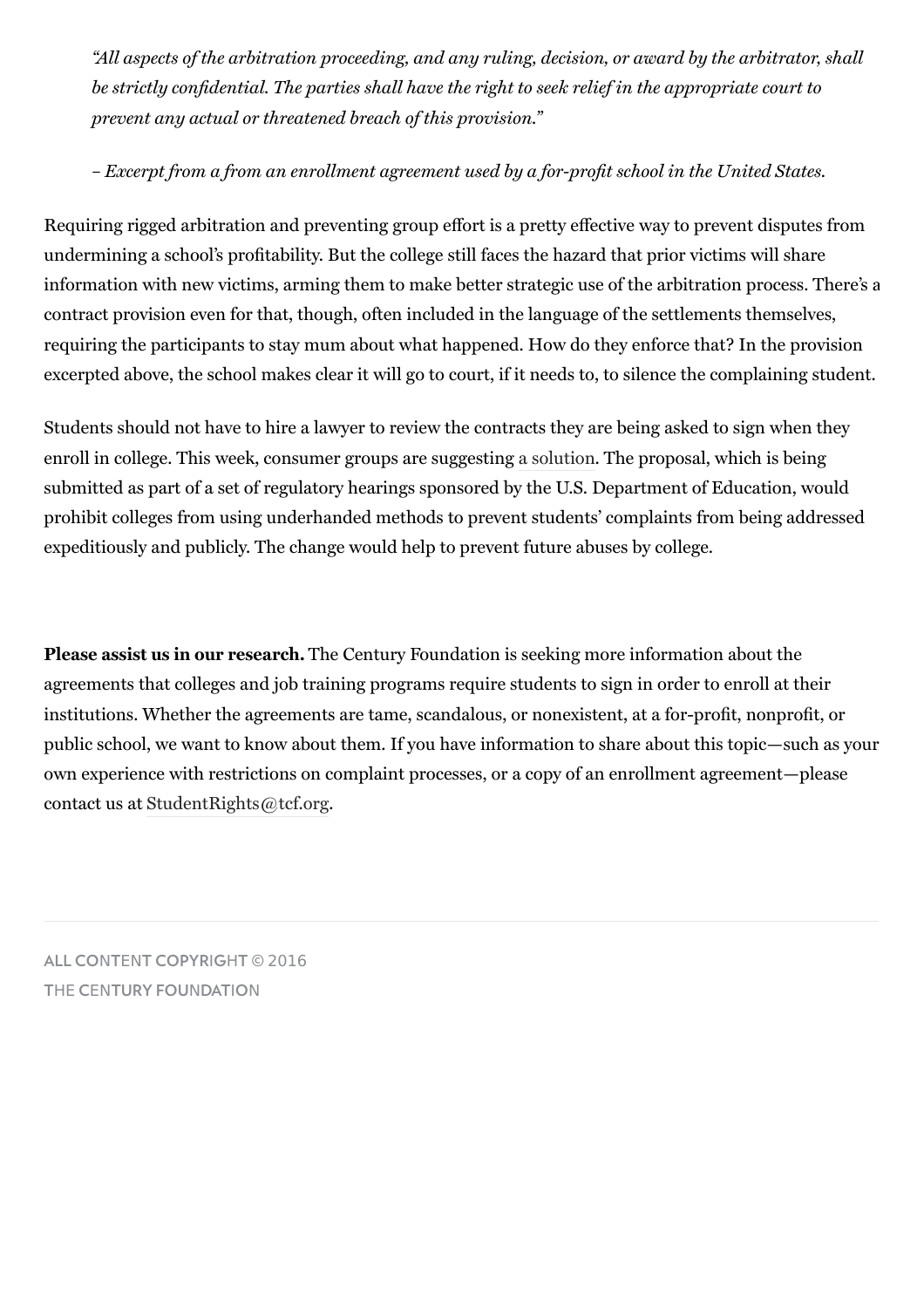> *"All aspects of the arbitration proceeding, and any ruling, decision, or award by the arbitrator, shall be strictly confidential. The parties shall have the right to seek relief in the appropriate court to prevent any actual or threatened breach of this provision."*
>
> *– Excerpt from a from an enrollment agreement used by a for-profit school in the United States.*

Requiring rigged arbitration and preventing group effort is a pretty effective way to prevent disputes from undermining a school's profitability. But the college still faces the hazard that prior victims will share information with new victims, arming them to make better strategic use of the arbitration process. There's a contract provision even for that, though, often included in the language of the settlements themselves, requiring the participants to stay mum about what happened. How do they enforce that? In the provision excerpted above, the school makes clear it will go to court, if it needs to, to silence the complaining student.

Students should not have to hire a lawyer to review the contracts they are being asked to sign when they enroll in college. This week, consumer groups are suggesting a solution. The proposal, which is being submitted as part of a set of regulatory hearings sponsored by the U.S. Department of Education, would prohibit colleges from using underhanded methods to prevent students' complaints from being addressed expeditiously and publicly. The change would help to prevent future abuses by college.

**Please assist us in our research.** The Century Foundation is seeking more information about the agreements that colleges and job training programs require students to sign in order to enroll at their institutions. Whether the agreements are tame, scandalous, or nonexistent, at a for-profit, nonprofit, or public school, we want to know about them. If you have information to share about this topic—such as your own experience with restrictions on complaint processes, or a copy of an enrollment agreement—please contact us at StudentRights@tcf.org.

---

ALL CONTENT COPYRIGHT © 2016
THE CENTURY FOUNDATION